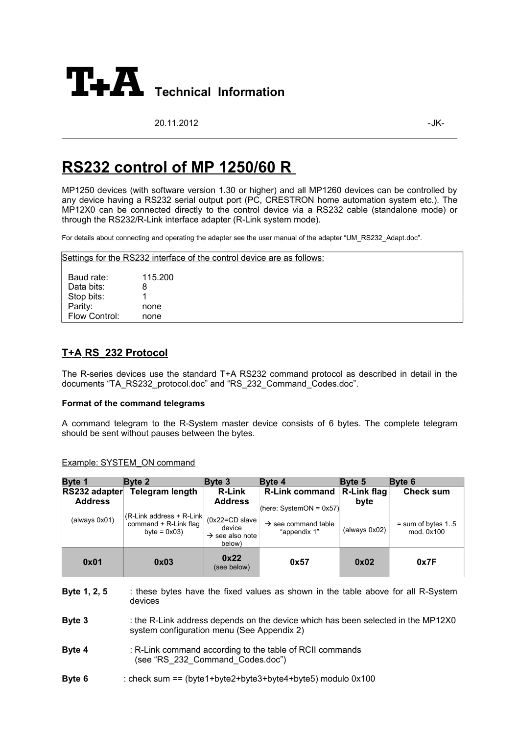# T+A Technical Information

20.11.2012 -JK-

## RS232 control of MP 1250/60 R

MP1250 devices (with software version 1.30 or higher) and all MP1260 devices can be controlled by any device having a RS232 serial output port (PC, CRESTRON home automation system etc.). The MP12X0 can be connected directly to the control device via a RS232 cable (standalone mode) or through the RS232/R-Link interface adapter (R-Link system mode).

For details about connecting and operating the adapter see the user manual of the adapter "UM_RS232_Adapt.doc".

Settings for the RS232 interface of the control device are as follows:

| | |
|---|---|
| Baud rate: | 115.200 |
| Data bits: | 8 |
| Stop bits: | 1 |
| Parity: | none |
| Flow Control: | none |

### T+A RS_232 Protocol

The R-series devices use the standard T+A RS232 command protocol as described in detail in the documents "TA_RS232_protocol.doc" and "RS_232_Command_Codes.doc".

**Format of the command telegrams**

A command telegram to the R-System master device consists of 6 bytes. The complete telegram should be sent without pauses between the bytes.

Example: SYSTEM_ON command

| Byte 1 | Byte 2 | Byte 3 | Byte 4 | Byte 5 | Byte 6 |
|---|---|---|---|---|---|
| **RS232 adapter Address** | **Telegram length** | **R-Link Address** | **R-Link command** (here: SystemON = 0x57) | **R-Link flag byte** | **Check sum** |
| (always 0x01) | (R-Link address + R-Link command + R-Link flag byte = 0x03) | (0x22=CD slave device → see also note below) | → see command table "appendix 1" | (always 0x02) | = sum of bytes 1..5 mod. 0x100 |
| **0x01** | **0x03** | **0x22** (see below) | **0x57** | **0x02** | **0x7F** |

**Byte 1, 2, 5** : these bytes have the fixed values as shown in the table above for all R-System devices

**Byte 3** : the R-Link address depends on the device which has been selected in the MP12X0 system configuration menu (See Appendix 2)

**Byte 4** : R-Link command according to the table of RCII commands (see "RS_232_Command_Codes.doc")

**Byte 6** : check sum == (byte1+byte2+byte3+byte4+byte5) modulo 0x100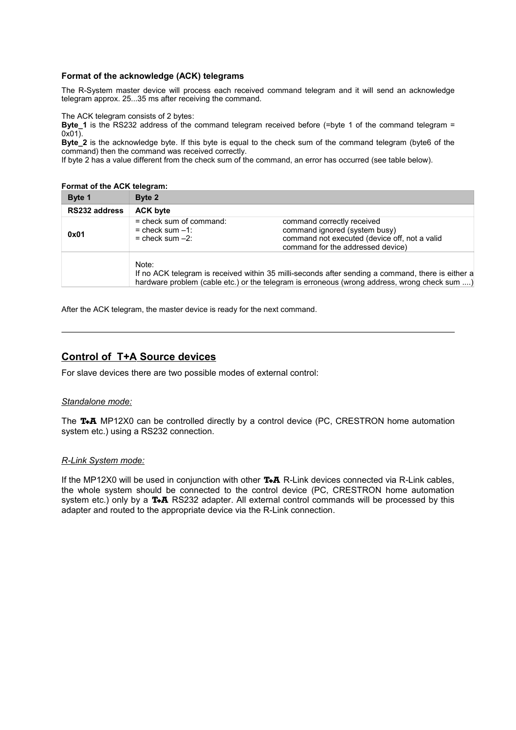### Format of the acknowledge (ACK) telegrams

The R-System master device will process each received command telegram and it will send an acknowledge telegram approx. 25...35 ms after receiving the command.

The ACK telegram consists of 2 bytes:
**Byte_1** is the RS232 address of the command telegram received before (=byte 1 of the command telegram = 0x01).
**Byte_2** is the acknowledge byte. If this byte is equal to the check sum of the command telegram (byte6 of the command) then the command was received correctly.
If byte 2 has a value different from the check sum of the command, an error has occurred (see table below).

**Format of the ACK telegram:**

| Byte 1 | Byte 2 | |
|---|---|---|
| **RS232 address** | **ACK byte** | |
| **0x01** | = check sum of command:<br>= check sum –1:<br>= check sum –2: | command correctly received<br>command ignored (system busy)<br>command not executed (device off, not a valid command for the addressed device) |
| | Note:<br>If no ACK telegram is received within 35 milli-seconds after sending a command, there is either a hardware problem (cable etc.) or the telegram is erroneous (wrong address, wrong check sum ....) | |

After the ACK telegram, the master device is ready for the next command.

---

## Control of T+A Source devices

For slave devices there are two possible modes of external control:

*Standalone mode:*

The **T+A** MP12X0 can be controlled directly by a control device (PC, CRESTRON home automation system etc.) using a RS232 connection.

*R-Link System mode:*

If the MP12X0 will be used in conjunction with other **T+A** R-Link devices connected via R-Link cables, the whole system should be connected to the control device (PC, CRESTRON home automation system etc.) only by a **T+A** RS232 adapter. All external control commands will be processed by this adapter and routed to the appropriate device via the R-Link connection.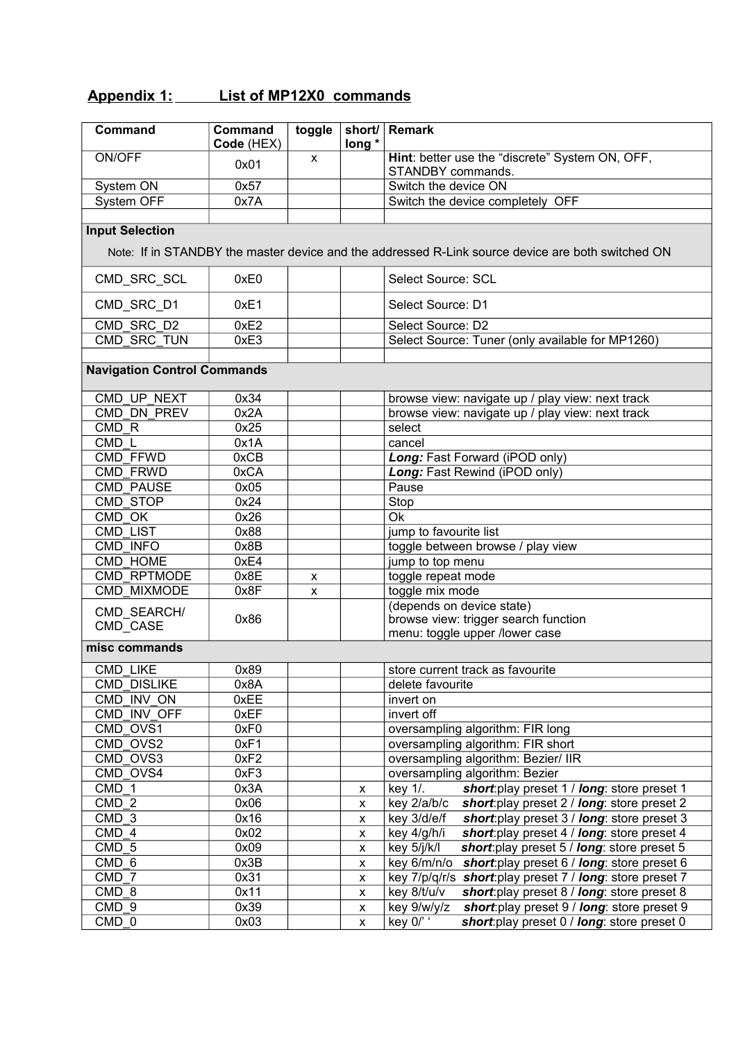## Appendix 1: List of MP12X0 commands

| Command | Command Code (HEX) | toggle | short/ long * | Remark |
|---|---|---|---|---|
| ON/OFF | 0x01 | x | | **Hint**: better use the "discrete" System ON, OFF, STANDBY commands. |
| System ON | 0x57 | | | Switch the device ON |
| System OFF | 0x7A | | | Switch the device completely OFF |
| | | | | |
| **Input Selection** Note: If in STANDBY the master device and the addressed R-Link source device are both switched ON | | | | |
| CMD_SRC_SCL | 0xE0 | | | Select Source: SCL |
| CMD_SRC_D1 | 0xE1 | | | Select Source: D1 |
| CMD_SRC_D2 | 0xE2 | | | Select Source: D2 |
| CMD_SRC_TUN | 0xE3 | | | Select Source: Tuner (only available for MP1260) |
| | | | | |
| **Navigation Control Commands** | | | | |
| CMD_UP_NEXT | 0x34 | | | browse view: navigate up / play view: next track |
| CMD_DN_PREV | 0x2A | | | browse view: navigate up / play view: next track |
| CMD_R | 0x25 | | | select |
| CMD_L | 0x1A | | | cancel |
| CMD_FFWD | 0xCB | | | ***Long:*** Fast Forward (iPOD only) |
| CMD_FRWD | 0xCA | | | ***Long:*** Fast Rewind (iPOD only) |
| CMD_PAUSE | 0x05 | | | Pause |
| CMD_STOP | 0x24 | | | Stop |
| CMD_OK | 0x26 | | | Ok |
| CMD_LIST | 0x88 | | | jump to favourite list |
| CMD_INFO | 0x8B | | | toggle between browse / play view |
| CMD_HOME | 0xE4 | | | jump to top menu |
| CMD_RPTMODE | 0x8E | x | | toggle repeat mode |
| CMD_MIXMODE | 0x8F | x | | toggle mix mode |
| CMD_SEARCH/ CMD_CASE | 0x86 | | | (depends on device state) browse view: trigger search function menu: toggle upper /lower case |
| **misc commands** | | | | |
| CMD_LIKE | 0x89 | | | store current track as favourite |
| CMD_DISLIKE | 0x8A | | | delete favourite |
| CMD_INV_ON | 0xEE | | | invert on |
| CMD_INV_OFF | 0xEF | | | invert off |
| CMD_OVS1 | 0xF0 | | | oversampling algorithm: FIR long |
| CMD_OVS2 | 0xF1 | | | oversampling algorithm: FIR short |
| CMD_OVS3 | 0xF2 | | | oversampling algorithm: Bezier/ IIR |
| CMD_OVS4 | 0xF3 | | | oversampling algorithm: Bezier |
| CMD_1 | 0x3A | | x | key 1/. ***short***:play preset 1 / ***long***: store preset 1 |
| CMD_2 | 0x06 | | x | key 2/a/b/c ***short***:play preset 2 / ***long***: store preset 2 |
| CMD_3 | 0x16 | | x | key 3/d/e/f ***short***:play preset 3 / ***long***: store preset 3 |
| CMD_4 | 0x02 | | x | key 4/g/h/i ***short***:play preset 4 / ***long***: store preset 4 |
| CMD_5 | 0x09 | | x | key 5/j/k/l ***short***:play preset 5 / ***long***: store preset 5 |
| CMD_6 | 0x3B | | x | key 6/m/n/o ***short***:play preset 6 / ***long***: store preset 6 |
| CMD_7 | 0x31 | | x | key 7/p/q/r/s ***short***:play preset 7 / ***long***: store preset 7 |
| CMD_8 | 0x11 | | x | key 8/t/u/v ***short***:play preset 8 / ***long***: store preset 8 |
| CMD_9 | 0x39 | | x | key 9/w/y/z ***short***:play preset 9 / ***long***: store preset 9 |
| CMD_0 | 0x03 | | x | key 0/' ' ***short***:play preset 0 / ***long***: store preset 0 |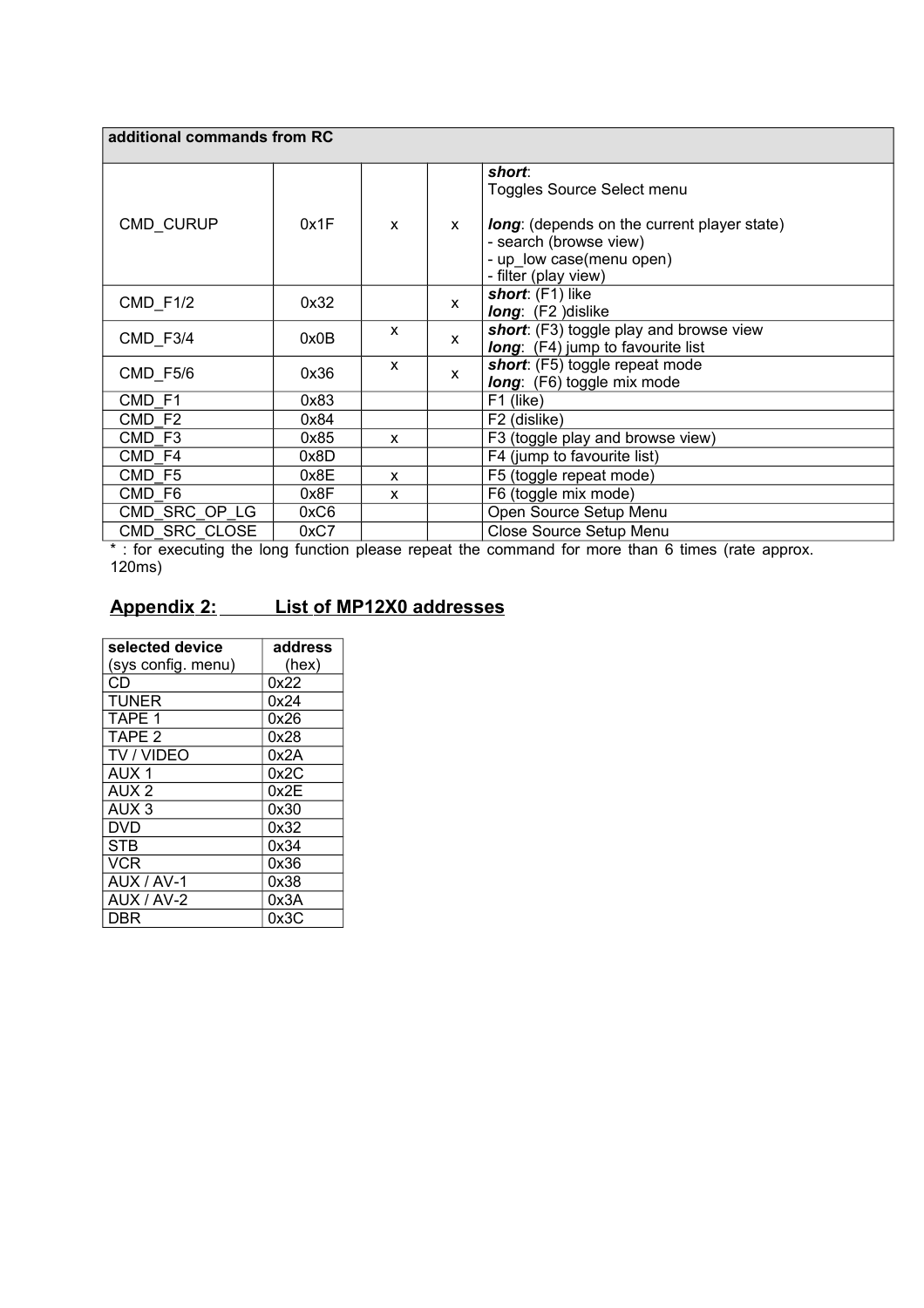| additional commands from RC | | | | |
|---|---|---|---|---|
| CMD_CURUP | 0x1F | x | x | ***short***:<br>Toggles Source Select menu<br><br>***long***: (depends on the current player state)<br>- search (browse view)<br>- up_low case(menu open)<br>- filter (play view) |
| CMD_F1/2 | 0x32 | | x | ***short***: (F1) like<br>***long***: (F2 )dislike |
| CMD_F3/4 | 0x0B | x | x | ***short***: (F3) toggle play and browse view<br>***long***: (F4) jump to favourite list |
| CMD_F5/6 | 0x36 | x | x | ***short***: (F5) toggle repeat mode<br>***long***: (F6) toggle mix mode |
| CMD_F1 | 0x83 | | | F1 (like) |
| CMD_F2 | 0x84 | | | F2 (dislike) |
| CMD_F3 | 0x85 | x | | F3 (toggle play and browse view) |
| CMD_F4 | 0x8D | | | F4 (jump to favourite list) |
| CMD_F5 | 0x8E | x | | F5 (toggle repeat mode) |
| CMD_F6 | 0x8F | x | | F6 (toggle mix mode) |
| CMD_SRC_OP_LG | 0xC6 | | | Open Source Setup Menu |
| CMD_SRC_CLOSE | 0xC7 | | | Close Source Setup Menu |

* : for executing the long function please repeat the command for more than 6 times (rate approx. 120ms)

## Appendix 2: List of MP12X0 addresses

| selected device (sys config. menu) | address (hex) |
|---|---|
| CD | 0x22 |
| TUNER | 0x24 |
| TAPE 1 | 0x26 |
| TAPE 2 | 0x28 |
| TV / VIDEO | 0x2A |
| AUX 1 | 0x2C |
| AUX 2 | 0x2E |
| AUX 3 | 0x30 |
| DVD | 0x32 |
| STB | 0x34 |
| VCR | 0x36 |
| AUX / AV-1 | 0x38 |
| AUX / AV-2 | 0x3A |
| DBR | 0x3C |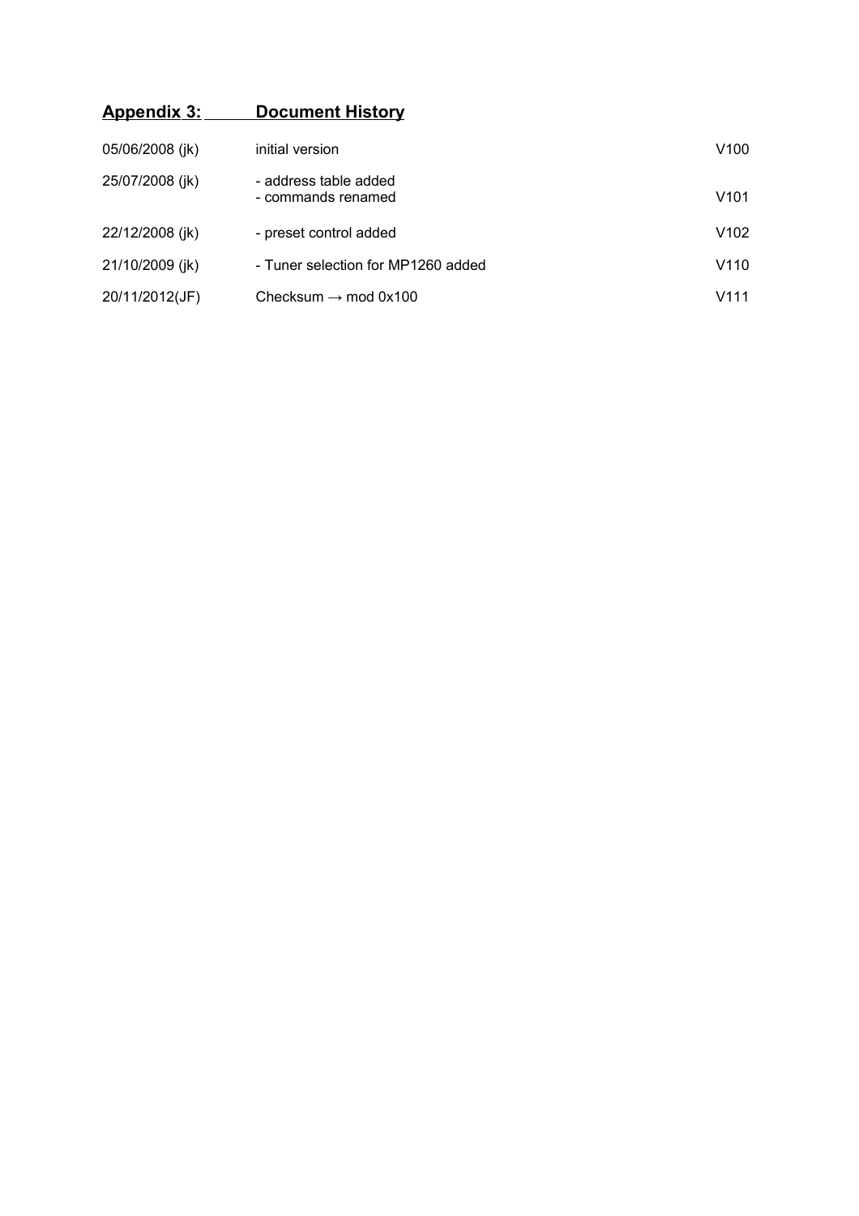## Appendix 3: Document History

| | | |
|---|---|---|
| 05/06/2008 (jk) | initial version | V100 |
| 25/07/2008 (jk) | - address table added<br>- commands renamed | V101 |
| 22/12/2008 (jk) | - preset control added | V102 |
| 21/10/2009 (jk) | - Tuner selection for MP1260 added | V110 |
| 20/11/2012(JF) | Checksum → mod 0x100 | V111 |